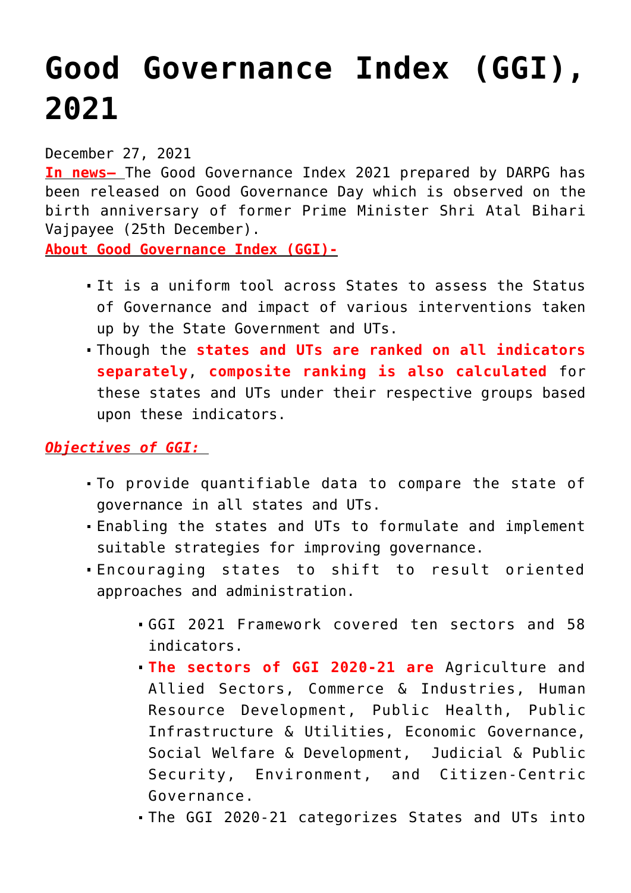# Good Governance Index (GGI), 2021

December 27, 2021

**In news–** The Good Governance Index 2021 prepared by DARPG has been released on Good Governance Day which is observed on the birth anniversary of former Prime Minister Shri Atal Bihari Vajpayee (25th December).

**About Good Governance Index (GGI)-**

- It is a uniform tool across States to assess the Status of Governance and impact of various interventions taken up by the State Government and UTs.
- Though the **states and UTs are ranked on all indicators separately**, **composite ranking is also calculated** for these states and UTs under their respective groups based upon these indicators.

***Objectives of GGI:***

- To provide quantifiable data to compare the state of governance in all states and UTs.
- Enabling the states and UTs to formulate and implement suitable strategies for improving governance.
- Encouraging states to shift to result oriented approaches and administration.
  - GGI 2021 Framework covered ten sectors and 58 indicators.
  - **The sectors of GGI 2020-21 are** Agriculture and Allied Sectors, Commerce & Industries, Human Resource Development, Public Health, Public Infrastructure & Utilities, Economic Governance, Social Welfare & Development, Judicial & Public Security, Environment, and Citizen-Centric Governance.
  - The GGI 2020-21 categorizes States and UTs into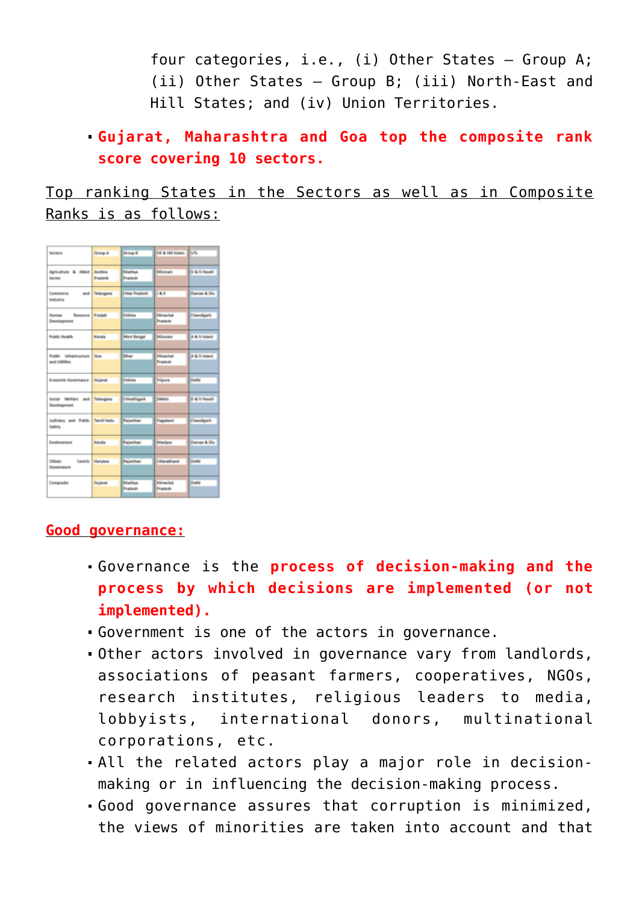four categories, i.e., (i) Other States – Group A; (ii) Other States – Group B; (iii) North-East and Hill States; and (iv) Union Territories.

- **Gujarat, Maharashtra and Goa top the composite rank score covering 10 sectors.**

Top ranking States in the Sectors as well as in Composite Ranks is as follows:

| Sectors | Group A | Group B | NE & Hill States | UTs |
|---|---|---|---|---|
| Agriculture & Allied Sector | Andhra Pradesh | Madhya Pradesh | Mizoram | D & N Haveli |
| Commerce and Industry | Telangana | Uttar Pradesh | J & K | Daman & Diu |
| Human Resource Development | Punjab | Odisha | Himachal Pradesh | Chandigarh |
| Public Health | Kerala | West Bengal | Mizoram | A & N Island |
| Public Infrastructure and Utilities | Goa | Bihar | Himachal Pradesh | A & N Island |
| Economic Governance | Gujarat | Odisha | Tripura | Delhi |
| Social Welfare and Development | Telangana | Chhattisgarh | Sikkim | D & N Haveli |
| Judiciary and Public Safety | Tamil Nadu | Rajasthan | Nagaland | Chandigarh |
| Environment | Kerala | Rajasthan | Manipur | Daman & Diu |
| Citizen Centric Governance | Haryana | Rajasthan | Uttarakhand | Delhi |
| Composite | Gujarat | Madhya Pradesh | Himachal Pradesh | Delhi |

## Good governance:

- Governance is the **process of decision-making and the process by which decisions are implemented (or not implemented).**
- Government is one of the actors in governance.
- Other actors involved in governance vary from landlords, associations of peasant farmers, cooperatives, NGOs, research institutes, religious leaders to media, lobbyists, international donors, multinational corporations, etc.
- All the related actors play a major role in decision-making or in influencing the decision-making process.
- Good governance assures that corruption is minimized, the views of minorities are taken into account and that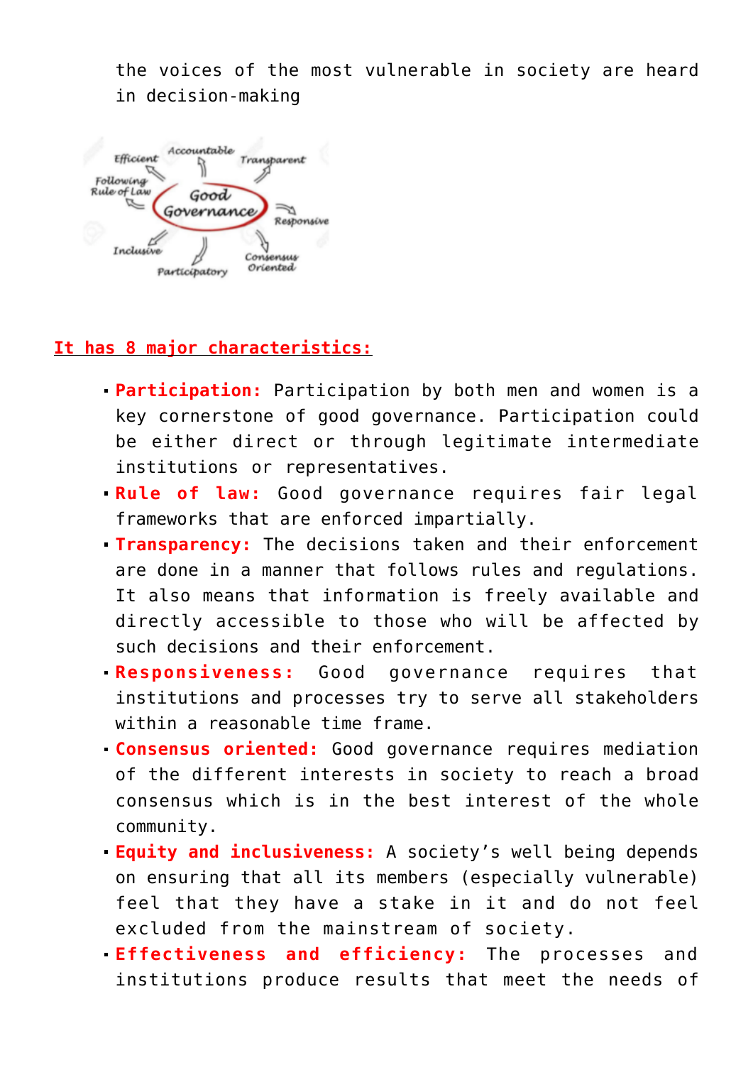the voices of the most vulnerable in society are heard in decision-making

**It has 8 major characteristics:**

- **Participation:** Participation by both men and women is a key cornerstone of good governance. Participation could be either direct or through legitimate intermediate institutions or representatives.
- **Rule of law:** Good governance requires fair legal frameworks that are enforced impartially.
- **Transparency:** The decisions taken and their enforcement are done in a manner that follows rules and regulations. It also means that information is freely available and directly accessible to those who will be affected by such decisions and their enforcement.
- **Responsiveness:** Good governance requires that institutions and processes try to serve all stakeholders within a reasonable time frame.
- **Consensus oriented:** Good governance requires mediation of the different interests in society to reach a broad consensus which is in the best interest of the whole community.
- **Equity and inclusiveness:** A society's well being depends on ensuring that all its members (especially vulnerable) feel that they have a stake in it and do not feel excluded from the mainstream of society.
- **Effectiveness and efficiency:** The processes and institutions produce results that meet the needs of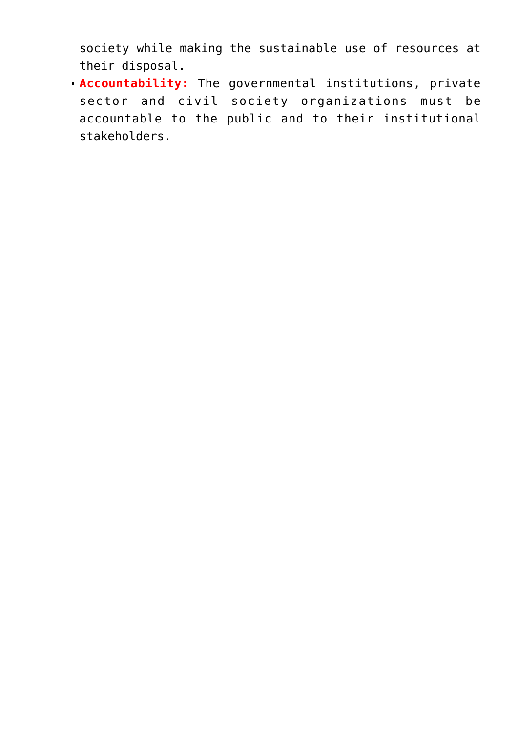society while making the sustainable use of resources at their disposal.

- **Accountability:** The governmental institutions, private sector and civil society organizations must be accountable to the public and to their institutional stakeholders.